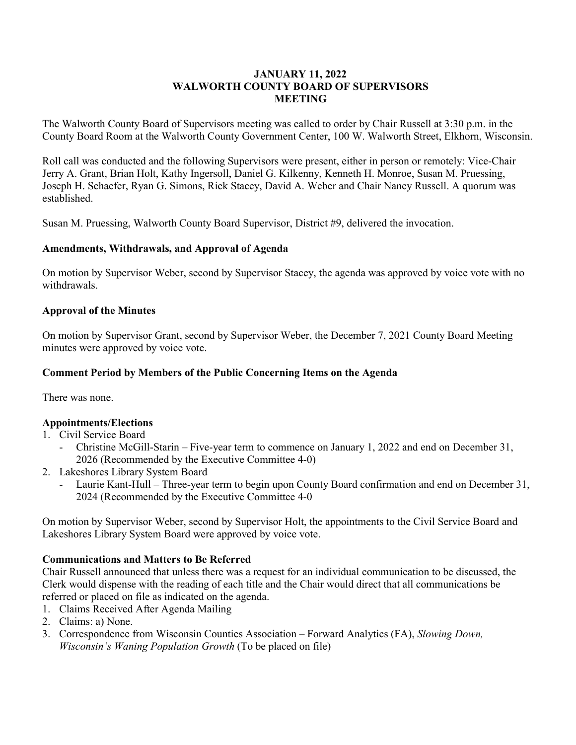# JANUARY 11, 2022
# WALWORTH COUNTY BOARD OF SUPERVISORS
# MEETING

The Walworth County Board of Supervisors meeting was called to order by Chair Russell at 3:30 p.m. in the County Board Room at the Walworth County Government Center, 100 W. Walworth Street, Elkhorn, Wisconsin.

Roll call was conducted and the following Supervisors were present, either in person or remotely: Vice-Chair Jerry A. Grant, Brian Holt, Kathy Ingersoll, Daniel G. Kilkenny, Kenneth H. Monroe, Susan M. Pruessing, Joseph H. Schaefer, Ryan G. Simons, Rick Stacey, David A. Weber and Chair Nancy Russell. A quorum was established.

Susan M. Pruessing, Walworth County Board Supervisor, District #9, delivered the invocation.

**Amendments, Withdrawals, and Approval of Agenda**

On motion by Supervisor Weber, second by Supervisor Stacey, the agenda was approved by voice vote with no withdrawals.

**Approval of the Minutes**

On motion by Supervisor Grant, second by Supervisor Weber, the December 7, 2021 County Board Meeting minutes were approved by voice vote.

**Comment Period by Members of the Public Concerning Items on the Agenda**

There was none.

**Appointments/Elections**

1. Civil Service Board
   - Christine McGill-Starin – Five-year term to commence on January 1, 2022 and end on December 31, 2026 (Recommended by the Executive Committee 4-0)
2. Lakeshores Library System Board
   - Laurie Kant-Hull – Three-year term to begin upon County Board confirmation and end on December 31, 2024 (Recommended by the Executive Committee 4-0

On motion by Supervisor Weber, second by Supervisor Holt, the appointments to the Civil Service Board and Lakeshores Library System Board were approved by voice vote.

**Communications and Matters to Be Referred**

Chair Russell announced that unless there was a request for an individual communication to be discussed, the Clerk would dispense with the reading of each title and the Chair would direct that all communications be referred or placed on file as indicated on the agenda.

1. Claims Received After Agenda Mailing
2. Claims: a) None.
3. Correspondence from Wisconsin Counties Association – Forward Analytics (FA), *Slowing Down, Wisconsin's Waning Population Growth* (To be placed on file)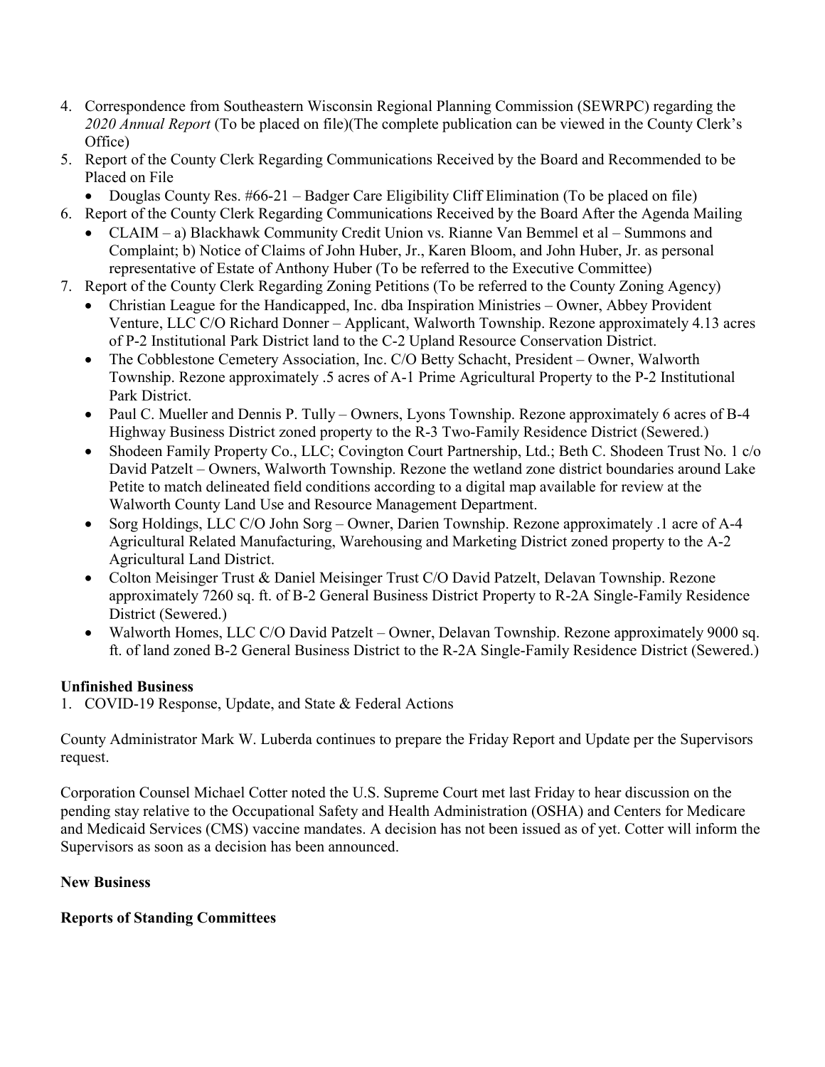4. Correspondence from Southeastern Wisconsin Regional Planning Commission (SEWRPC) regarding the *2020 Annual Report* (To be placed on file)(The complete publication can be viewed in the County Clerk's Office)
5. Report of the County Clerk Regarding Communications Received by the Board and Recommended to be Placed on File
   - Douglas County Res. #66-21 – Badger Care Eligibility Cliff Elimination (To be placed on file)
6. Report of the County Clerk Regarding Communications Received by the Board After the Agenda Mailing
   - CLAIM – a) Blackhawk Community Credit Union vs. Rianne Van Bemmel et al – Summons and Complaint; b) Notice of Claims of John Huber, Jr., Karen Bloom, and John Huber, Jr. as personal representative of Estate of Anthony Huber (To be referred to the Executive Committee)
7. Report of the County Clerk Regarding Zoning Petitions (To be referred to the County Zoning Agency)
   - Christian League for the Handicapped, Inc. dba Inspiration Ministries – Owner, Abbey Provident Venture, LLC C/O Richard Donner – Applicant, Walworth Township. Rezone approximately 4.13 acres of P-2 Institutional Park District land to the C-2 Upland Resource Conservation District.
   - The Cobblestone Cemetery Association, Inc. C/O Betty Schacht, President – Owner, Walworth Township. Rezone approximately .5 acres of A-1 Prime Agricultural Property to the P-2 Institutional Park District.
   - Paul C. Mueller and Dennis P. Tully – Owners, Lyons Township. Rezone approximately 6 acres of B-4 Highway Business District zoned property to the R-3 Two-Family Residence District (Sewered.)
   - Shodeen Family Property Co., LLC; Covington Court Partnership, Ltd.; Beth C. Shodeen Trust No. 1 c/o David Patzelt – Owners, Walworth Township. Rezone the wetland zone district boundaries around Lake Petite to match delineated field conditions according to a digital map available for review at the Walworth County Land Use and Resource Management Department.
   - Sorg Holdings, LLC C/O John Sorg – Owner, Darien Township. Rezone approximately .1 acre of A-4 Agricultural Related Manufacturing, Warehousing and Marketing District zoned property to the A-2 Agricultural Land District.
   - Colton Meisinger Trust & Daniel Meisinger Trust C/O David Patzelt, Delavan Township. Rezone approximately 7260 sq. ft. of B-2 General Business District Property to R-2A Single-Family Residence District (Sewered.)
   - Walworth Homes, LLC C/O David Patzelt – Owner, Delavan Township. Rezone approximately 9000 sq. ft. of land zoned B-2 General Business District to the R-2A Single-Family Residence District (Sewered.)

**Unfinished Business**

1. COVID-19 Response, Update, and State & Federal Actions

County Administrator Mark W. Luberda continues to prepare the Friday Report and Update per the Supervisors request.

Corporation Counsel Michael Cotter noted the U.S. Supreme Court met last Friday to hear discussion on the pending stay relative to the Occupational Safety and Health Administration (OSHA) and Centers for Medicare and Medicaid Services (CMS) vaccine mandates. A decision has not been issued as of yet. Cotter will inform the Supervisors as soon as a decision has been announced.

**New Business**

**Reports of Standing Committees**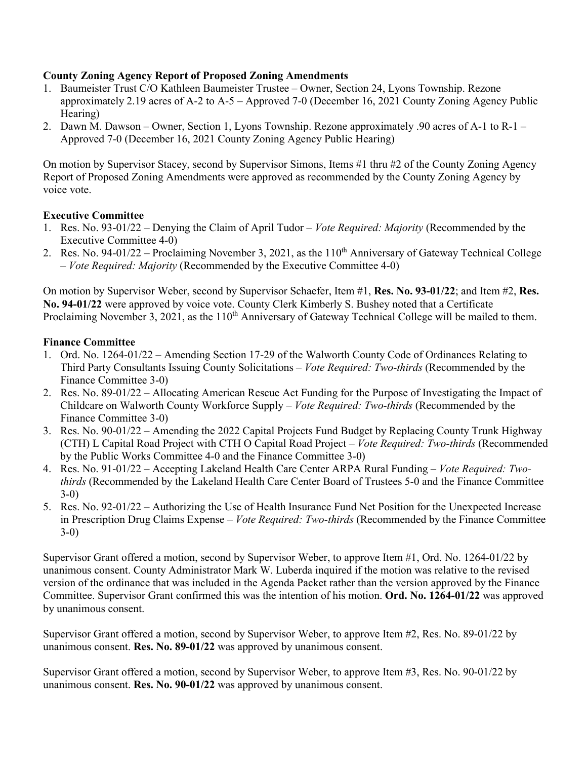**County Zoning Agency Report of Proposed Zoning Amendments**

1. Baumeister Trust C/O Kathleen Baumeister Trustee – Owner, Section 24, Lyons Township. Rezone approximately 2.19 acres of A-2 to A-5 – Approved 7-0 (December 16, 2021 County Zoning Agency Public Hearing)
2. Dawn M. Dawson – Owner, Section 1, Lyons Township. Rezone approximately .90 acres of A-1 to R-1 – Approved 7-0 (December 16, 2021 County Zoning Agency Public Hearing)

On motion by Supervisor Stacey, second by Supervisor Simons, Items #1 thru #2 of the County Zoning Agency Report of Proposed Zoning Amendments were approved as recommended by the County Zoning Agency by voice vote.

**Executive Committee**

1. Res. No. 93-01/22 – Denying the Claim of April Tudor – *Vote Required: Majority* (Recommended by the Executive Committee 4-0)
2. Res. No. 94-01/22 – Proclaiming November 3, 2021, as the 110th Anniversary of Gateway Technical College – *Vote Required: Majority* (Recommended by the Executive Committee 4-0)

On motion by Supervisor Weber, second by Supervisor Schaefer, Item #1, **Res. No. 93-01/22**; and Item #2, **Res. No. 94-01/22** were approved by voice vote. County Clerk Kimberly S. Bushey noted that a Certificate Proclaiming November 3, 2021, as the 110th Anniversary of Gateway Technical College will be mailed to them.

**Finance Committee**

1. Ord. No. 1264-01/22 – Amending Section 17-29 of the Walworth County Code of Ordinances Relating to Third Party Consultants Issuing County Solicitations – *Vote Required: Two-thirds* (Recommended by the Finance Committee 3-0)
2. Res. No. 89-01/22 – Allocating American Rescue Act Funding for the Purpose of Investigating the Impact of Childcare on Walworth County Workforce Supply – *Vote Required: Two-thirds* (Recommended by the Finance Committee 3-0)
3. Res. No. 90-01/22 – Amending the 2022 Capital Projects Fund Budget by Replacing County Trunk Highway (CTH) L Capital Road Project with CTH O Capital Road Project – *Vote Required: Two-thirds* (Recommended by the Public Works Committee 4-0 and the Finance Committee 3-0)
4. Res. No. 91-01/22 – Accepting Lakeland Health Care Center ARPA Rural Funding – *Vote Required: Two-thirds* (Recommended by the Lakeland Health Care Center Board of Trustees 5-0 and the Finance Committee 3-0)
5. Res. No. 92-01/22 – Authorizing the Use of Health Insurance Fund Net Position for the Unexpected Increase in Prescription Drug Claims Expense – *Vote Required: Two-thirds* (Recommended by the Finance Committee 3-0)

Supervisor Grant offered a motion, second by Supervisor Weber, to approve Item #1, Ord. No. 1264-01/22 by unanimous consent. County Administrator Mark W. Luberda inquired if the motion was relative to the revised version of the ordinance that was included in the Agenda Packet rather than the version approved by the Finance Committee. Supervisor Grant confirmed this was the intention of his motion. **Ord. No. 1264-01/22** was approved by unanimous consent.

Supervisor Grant offered a motion, second by Supervisor Weber, to approve Item #2, Res. No. 89-01/22 by unanimous consent. **Res. No. 89-01/22** was approved by unanimous consent.

Supervisor Grant offered a motion, second by Supervisor Weber, to approve Item #3, Res. No. 90-01/22 by unanimous consent. **Res. No. 90-01/22** was approved by unanimous consent.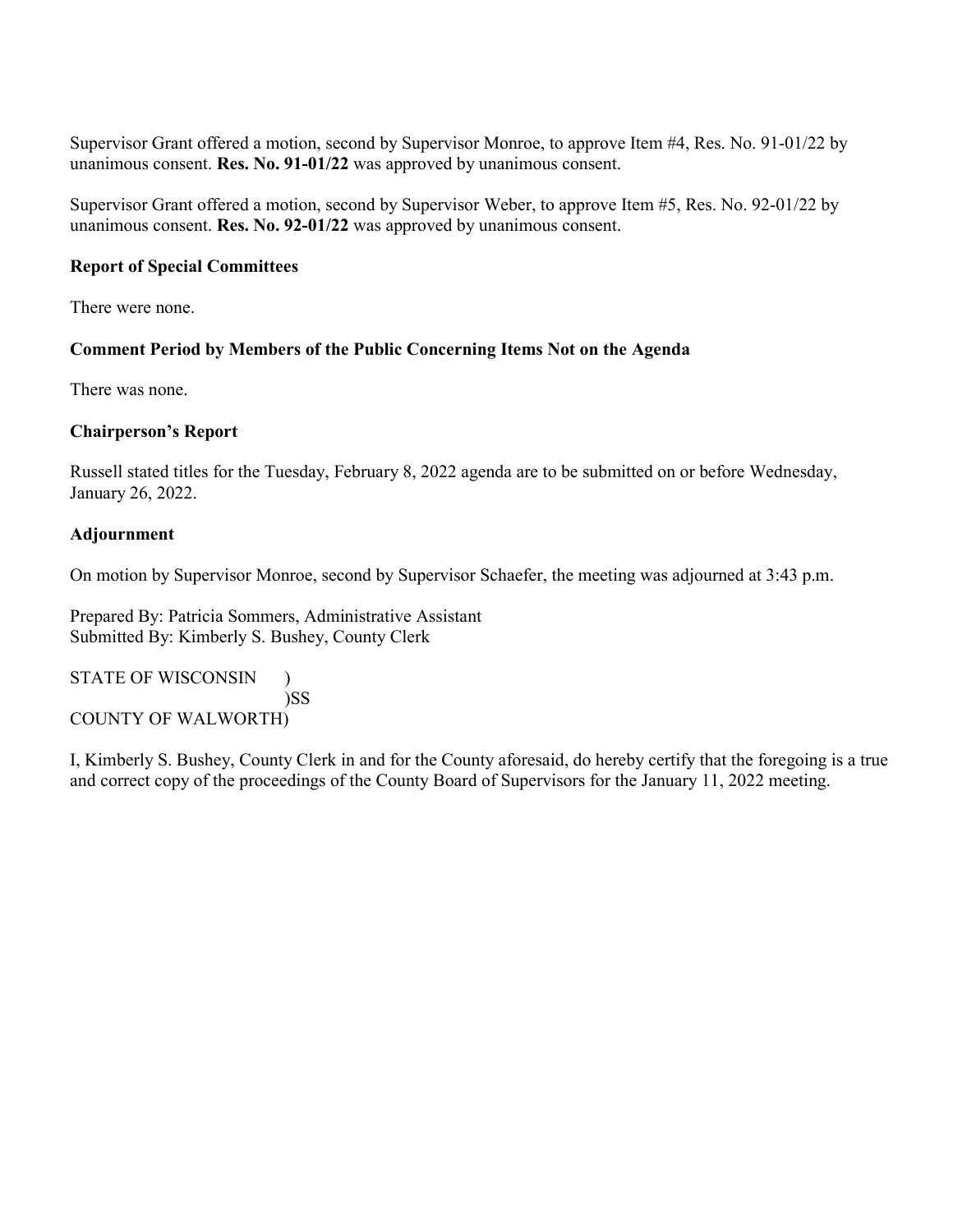Supervisor Grant offered a motion, second by Supervisor Monroe, to approve Item #4, Res. No. 91-01/22 by unanimous consent. **Res. No. 91-01/22** was approved by unanimous consent.

Supervisor Grant offered a motion, second by Supervisor Weber, to approve Item #5, Res. No. 92-01/22 by unanimous consent. **Res. No. 92-01/22** was approved by unanimous consent.

**Report of Special Committees**

There were none.

**Comment Period by Members of the Public Concerning Items Not on the Agenda**

There was none.

**Chairperson's Report**

Russell stated titles for the Tuesday, February 8, 2022 agenda are to be submitted on or before Wednesday, January 26, 2022.

**Adjournment**

On motion by Supervisor Monroe, second by Supervisor Schaefer, the meeting was adjourned at 3:43 p.m.

Prepared By: Patricia Sommers, Administrative Assistant
Submitted By: Kimberly S. Bushey, County Clerk

STATE OF WISCONSIN )
)SS
COUNTY OF WALWORTH)

I, Kimberly S. Bushey, County Clerk in and for the County aforesaid, do hereby certify that the foregoing is a true and correct copy of the proceedings of the County Board of Supervisors for the January 11, 2022 meeting.